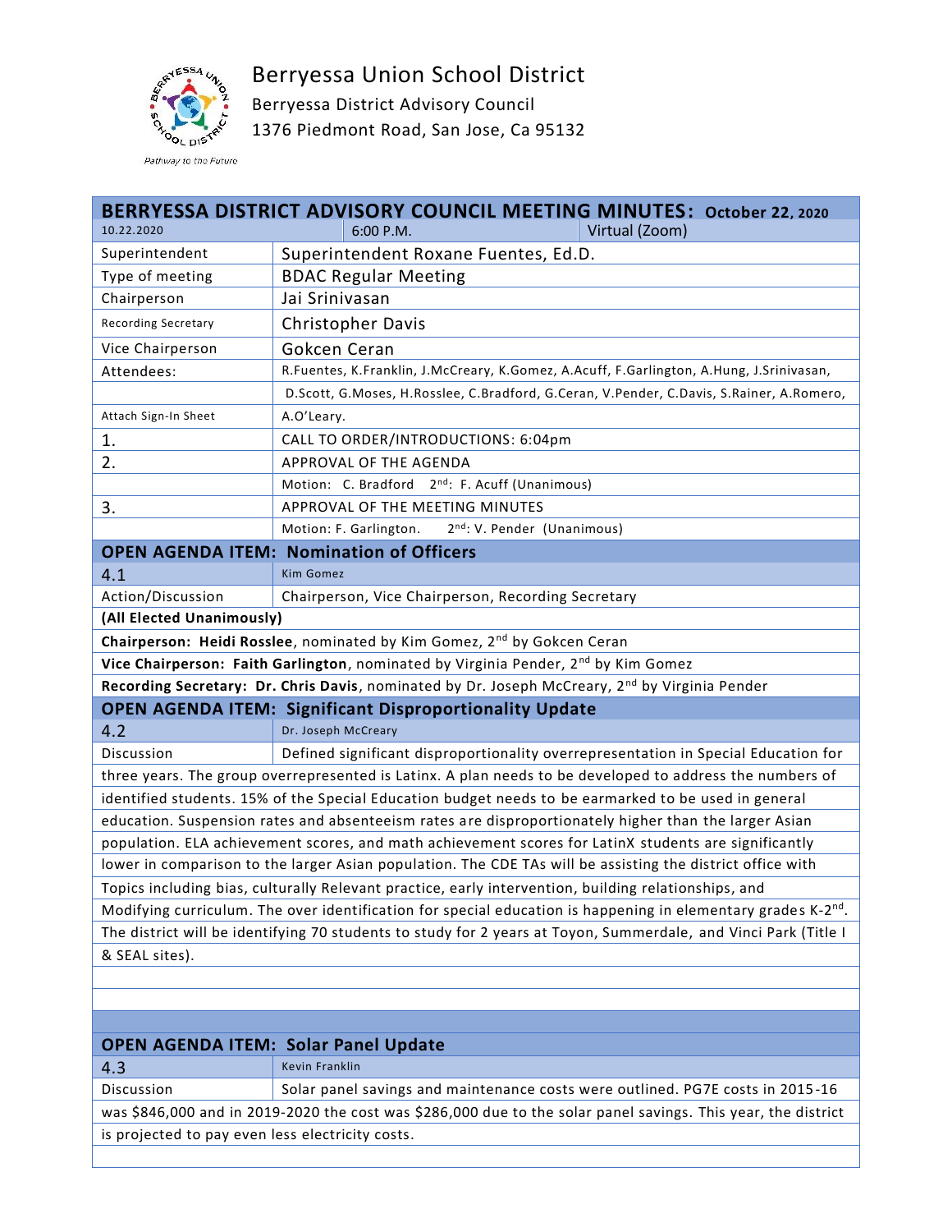# Berryessa Union School District

Berryessa District Advisory Council
1376 Piedmont Road, San Jose, Ca 95132

*Pathway to the Future*

## BERRYESSA DISTRICT ADVISORY COUNCIL MEETING MINUTES: October 22, 2020

| 10.22.2020 | 6:00 P.M. | Virtual (Zoom) |
|---|---|---|

| | |
|---|---|
| Superintendent | Superintendent Roxane Fuentes, Ed.D. |
| Type of meeting | BDAC Regular Meeting |
| Chairperson | Jai Srinivasan |
| Recording Secretary | Christopher Davis |
| Vice Chairperson | Gokcen Ceran |
| Attendees: | R.Fuentes, K.Franklin, J.McCreary, K.Gomez, A.Acuff, F.Garlington, A.Hung, J.Srinivasan, D.Scott, G.Moses, H.Rosslee, C.Bradford, G.Ceran, V.Pender, C.Davis, S.Rainer, A.Romero, A.O'Leary. |
| Attach Sign-In Sheet | |
| 1. | CALL TO ORDER/INTRODUCTIONS: 6:04pm |
| 2. | APPROVAL OF THE AGENDA |
| | Motion: C. Bradford 2nd: F. Acuff (Unanimous) |
| 3. | APPROVAL OF THE MEETING MINUTES |
| | Motion: F. Garlington. 2nd: V. Pender (Unanimous) |

### OPEN AGENDA ITEM: Nomination of Officers

| | |
|---|---|
| 4.1 | Kim Gomez |
| Action/Discussion | Chairperson, Vice Chairperson, Recording Secretary |

**(All Elected Unanimously)**

**Chairperson: Heidi Rosslee**, nominated by Kim Gomez, 2nd by Gokcen Ceran

**Vice Chairperson: Faith Garlington**, nominated by Virginia Pender, 2nd by Kim Gomez

**Recording Secretary: Dr. Chris Davis**, nominated by Dr. Joseph McCreary, 2nd by Virginia Pender

### OPEN AGENDA ITEM: Significant Disproportionality Update

| | |
|---|---|
| 4.2 | Dr. Joseph McCreary |
| Discussion | Defined significant disproportionality overrepresentation in Special Education for |

three years. The group overrepresented is Latinx. A plan needs to be developed to address the numbers of identified students. 15% of the Special Education budget needs to be earmarked to be used in general education. Suspension rates and absenteeism rates are disproportionately higher than the larger Asian population. ELA achievement scores, and math achievement scores for LatinX students are significantly lower in comparison to the larger Asian population. The CDE TAs will be assisting the district office with Topics including bias, culturally Relevant practice, early intervention, building relationships, and Modifying curriculum. The over identification for special education is happening in elementary grades K-2nd. The district will be identifying 70 students to study for 2 years at Toyon, Summerdale, and Vinci Park (Title I & SEAL sites).

### OPEN AGENDA ITEM: Solar Panel Update

| | |
|---|---|
| 4.3 | Kevin Franklin |
| Discussion | Solar panel savings and maintenance costs were outlined. PG7E costs in 2015-16 |

was $846,000 and in 2019-2020 the cost was $286,000 due to the solar panel savings. This year, the district is projected to pay even less electricity costs.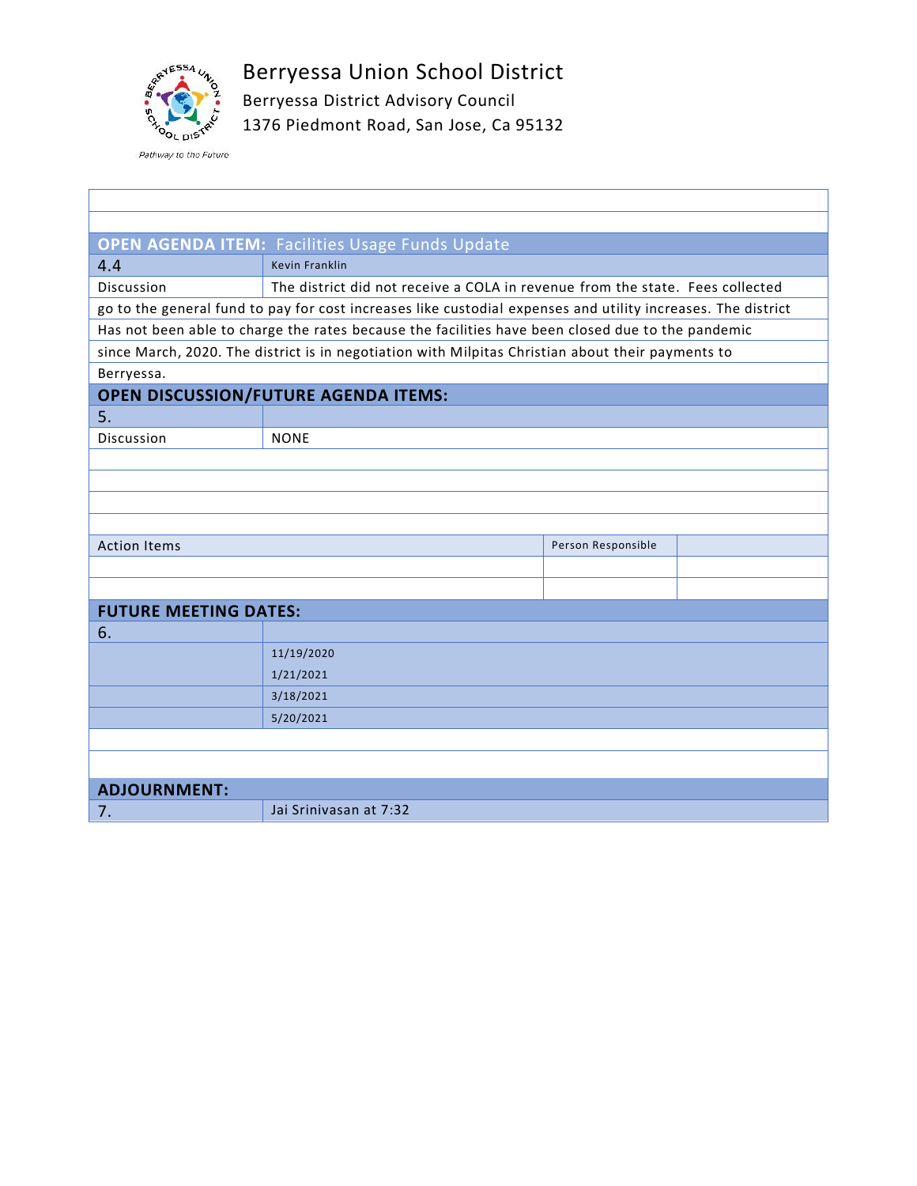Berryessa Union School District

Berryessa District Advisory Council

1376 Piedmont Road, San Jose, Ca 95132

Pathway to the Future

## OPEN AGENDA ITEM: Facilities Usage Funds Update

| | |
|---|---|
| 4.4 | Kevin Franklin |
| Discussion | The district did not receive a COLA in revenue from the state. Fees collected go to the general fund to pay for cost increases like custodial expenses and utility increases. The district Has not been able to charge the rates because the facilities have been closed due to the pandemic since March, 2020. The district is in negotiation with Milpitas Christian about their payments to Berryessa. |

## OPEN DISCUSSION/FUTURE AGENDA ITEMS:

| | |
|---|---|
| 5. | |
| Discussion | NONE |

| Action Items | Person Responsible | |
|---|---|---|
| | | |
| | | |

## FUTURE MEETING DATES:

| | |
|---|---|
| 6. | |
| | 11/19/2020 |
| | 1/21/2021 |
| | 3/18/2021 |
| | 5/20/2021 |

## ADJOURNMENT:

| | |
|---|---|
| 7. | Jai Srinivasan at 7:32 |